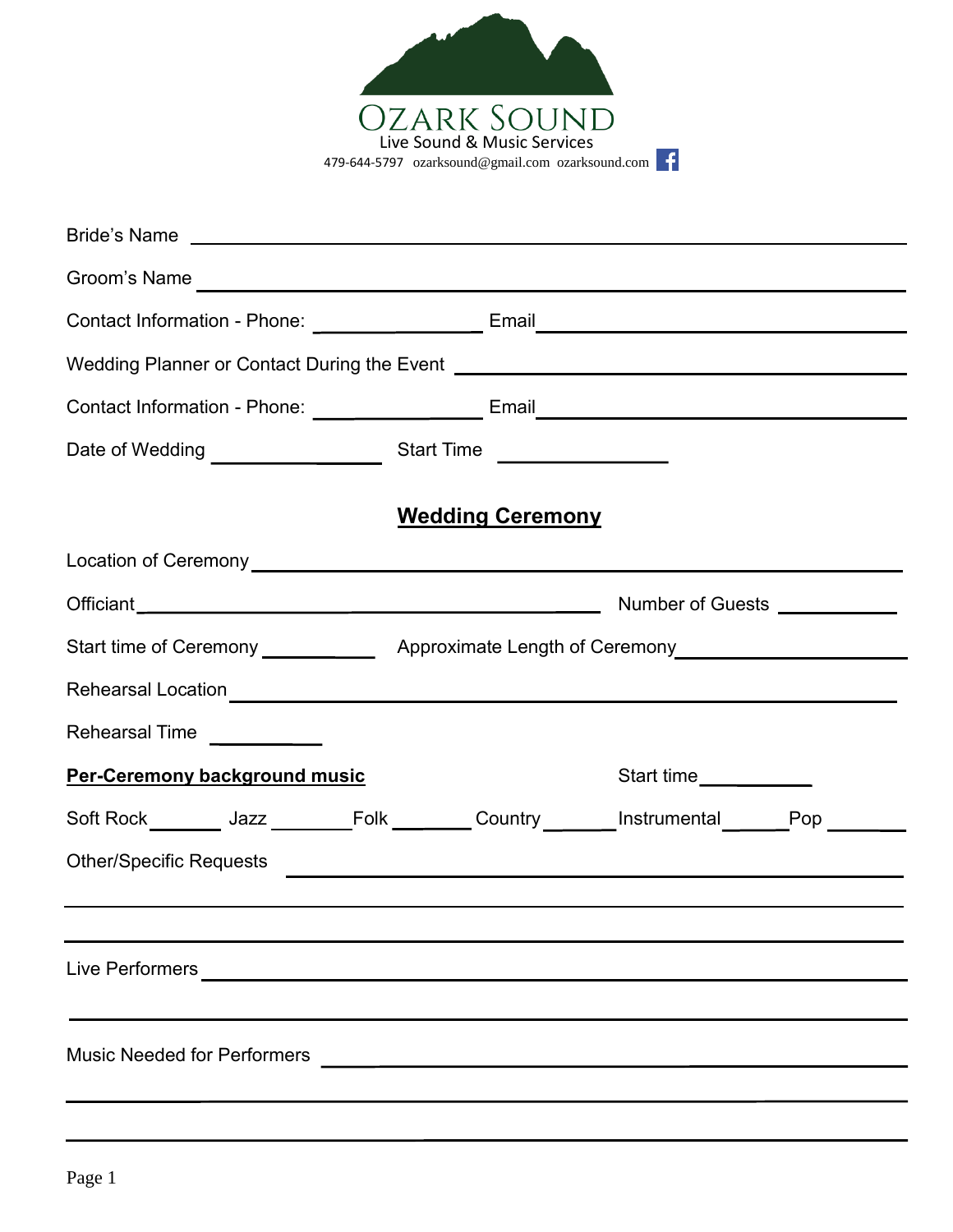# OZARK SOUND

Live Sound & Music Services

479-644-5797 ozarksound@gmail.com ozarksound.com

Bride's Name ____________________________________________

Groom's Name ____________________________________________

Contact Information - Phone: ______________ Email ______________________

Wedding Planner or Contact During the Event ______________________________

Contact Information - Phone: ______________ Email ______________________

Date of Wedding ______________ Start Time ______________

## Wedding Ceremony

Location of Ceremony ____________________________________________

Officiant ______________________________ Number of Guests __________

Start time of Ceremony __________ Approximate Length of Ceremony __________________

Rehearsal Location ____________________________________________

Rehearsal Time __________

**Per-Ceremony background music** Start time __________

Soft Rock ______ Jazz ______ Folk ______ Country ______ Instrumental ______ Pop ______

Other/Specific Requests ____________________________________________

____________________________________________

____________________________________________

Live Performers ____________________________________________

____________________________________________

Music Needed for Performers ____________________________________________

____________________________________________

____________________________________________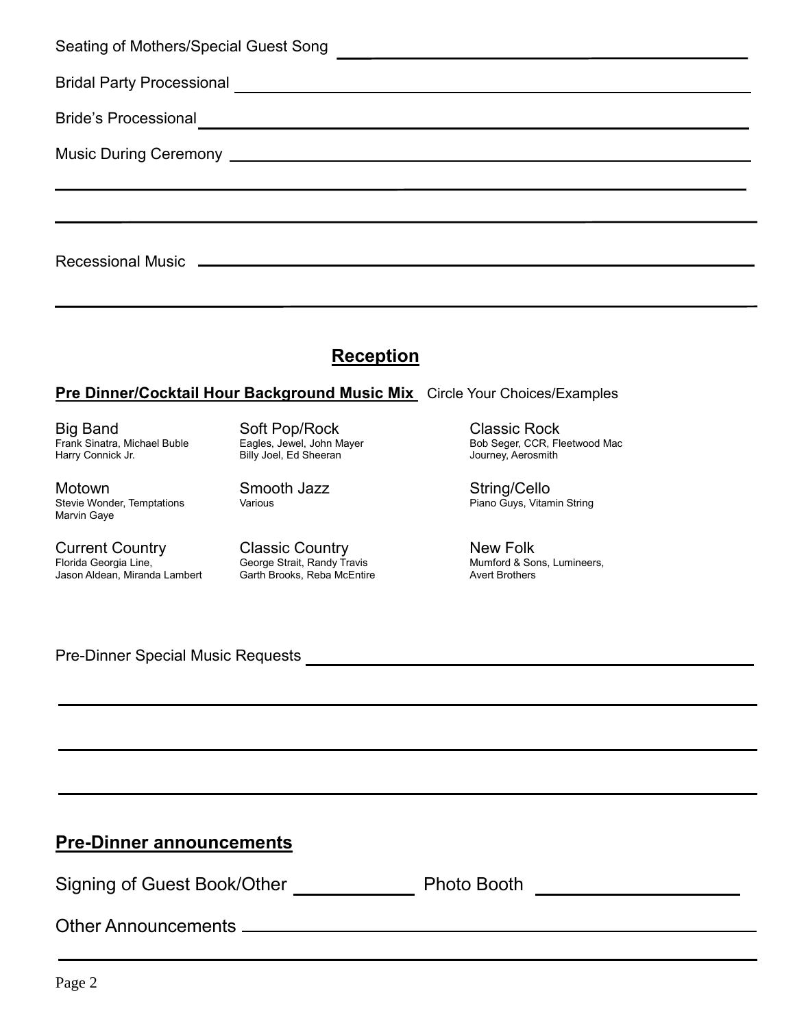Seating of Mothers/Special Guest Song ______________________________

Bridal Party Processional ______________________________

Bride's Processional ______________________________

Music During Ceremony ______________________________

______________________________

______________________________

Recessional Music ______________________________

______________________________

## Reception

**Pre Dinner/Cocktail Hour Background Music Mix** Circle Your Choices/Examples

| | | |
|---|---|---|
| Big Band<br>Frank Sinatra, Michael Buble<br>Harry Connick Jr. | Soft Pop/Rock<br>Eagles, Jewel, John Mayer<br>Billy Joel, Ed Sheeran | Classic Rock<br>Bob Seger, CCR, Fleetwood Mac<br>Journey, Aerosmith |
| Motown<br>Stevie Wonder, Temptations<br>Marvin Gaye | Smooth Jazz<br>Various | String/Cello<br>Piano Guys, Vitamin String |
| Current Country<br>Florida Georgia Line,<br>Jason Aldean, Miranda Lambert | Classic Country<br>George Strait, Randy Travis<br>Garth Brooks, Reba McEntire | New Folk<br>Mumford & Sons, Lumineers,<br>Avert Brothers |

Pre-Dinner Special Music Requests ______________________________

______________________________

______________________________

______________________________

**Pre-Dinner announcements**

Signing of Guest Book/Other ____________ Photo Booth ____________

Other Announcements ______________________________

______________________________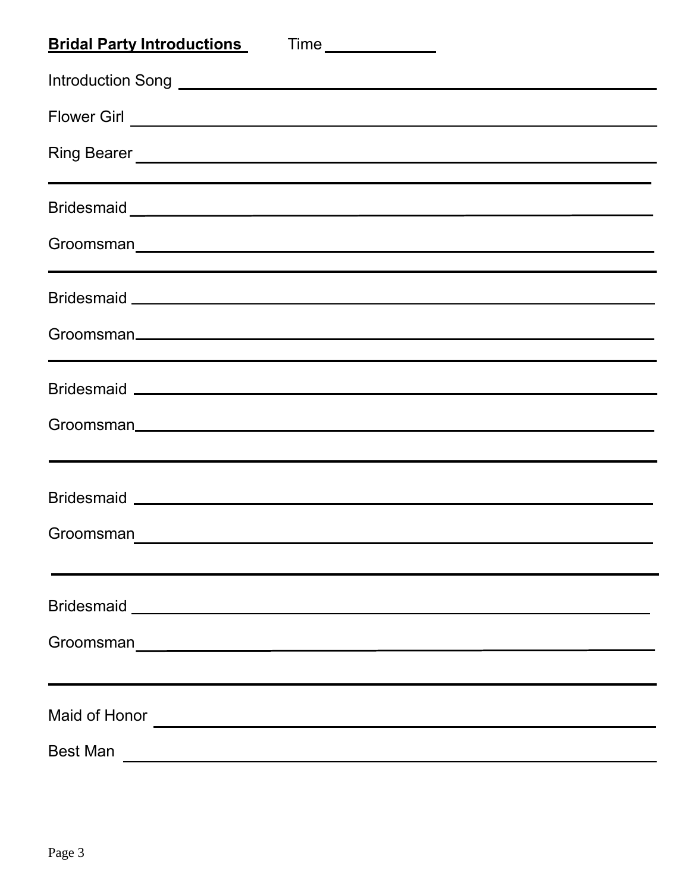**Bridal Party Introductions** Time ____________

Introduction Song ____________________________________________

Flower Girl ____________________________________________

Ring Bearer ____________________________________________

---

Bridesmaid ____________________________________________

Groomsman ____________________________________________

---

Bridesmaid ____________________________________________

Groomsman ____________________________________________

---

Bridesmaid ____________________________________________

Groomsman ____________________________________________

---

Bridesmaid ____________________________________________

Groomsman ____________________________________________

---

Bridesmaid ____________________________________________

Groomsman ____________________________________________

---

Maid of Honor ____________________________________________

Best Man ____________________________________________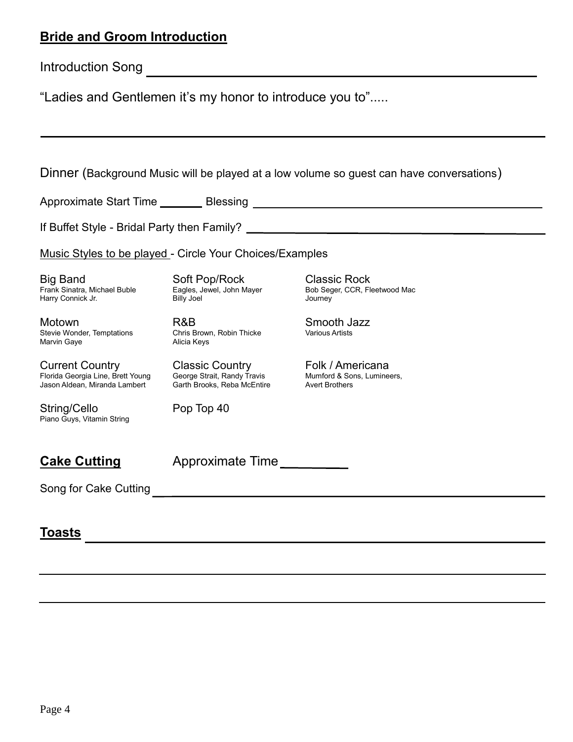**Bride and Groom Introduction**

Introduction Song ______________________________________________

"Ladies and Gentlemen it's my honor to introduce you to".....

______________________________________________________________

Dinner (Background Music will be played at a low volume so guest can have conversations)

Approximate Start Time _______ Blessing ______________________________________

If Buffet Style - Bridal Party then Family? ______________________________________

Music Styles to be played - Circle Your Choices/Examples

| | | |
|---|---|---|
| Big Band<br>Frank Sinatra, Michael Buble<br>Harry Connick Jr. | Soft Pop/Rock<br>Eagles, Jewel, John Mayer<br>Billy Joel | Classic Rock<br>Bob Seger, CCR, Fleetwood Mac<br>Journey |
| Motown<br>Stevie Wonder, Temptations<br>Marvin Gaye | R&B<br>Chris Brown, Robin Thicke<br>Alicia Keys | Smooth Jazz<br>Various Artists |
| Current Country<br>Florida Georgia Line, Brett Young<br>Jason Aldean, Miranda Lambert | Classic Country<br>George Strait, Randy Travis<br>Garth Brooks, Reba McEntire | Folk / Americana<br>Mumford & Sons, Lumineers,<br>Avert Brothers |
| String/Cello<br>Piano Guys, Vitamin String | Pop Top 40 | |

**Cake Cutting** Approximate Time _________

Song for Cake Cutting ______________________________________________

**Toasts** ______________________________________________

______________________________________________________________

______________________________________________________________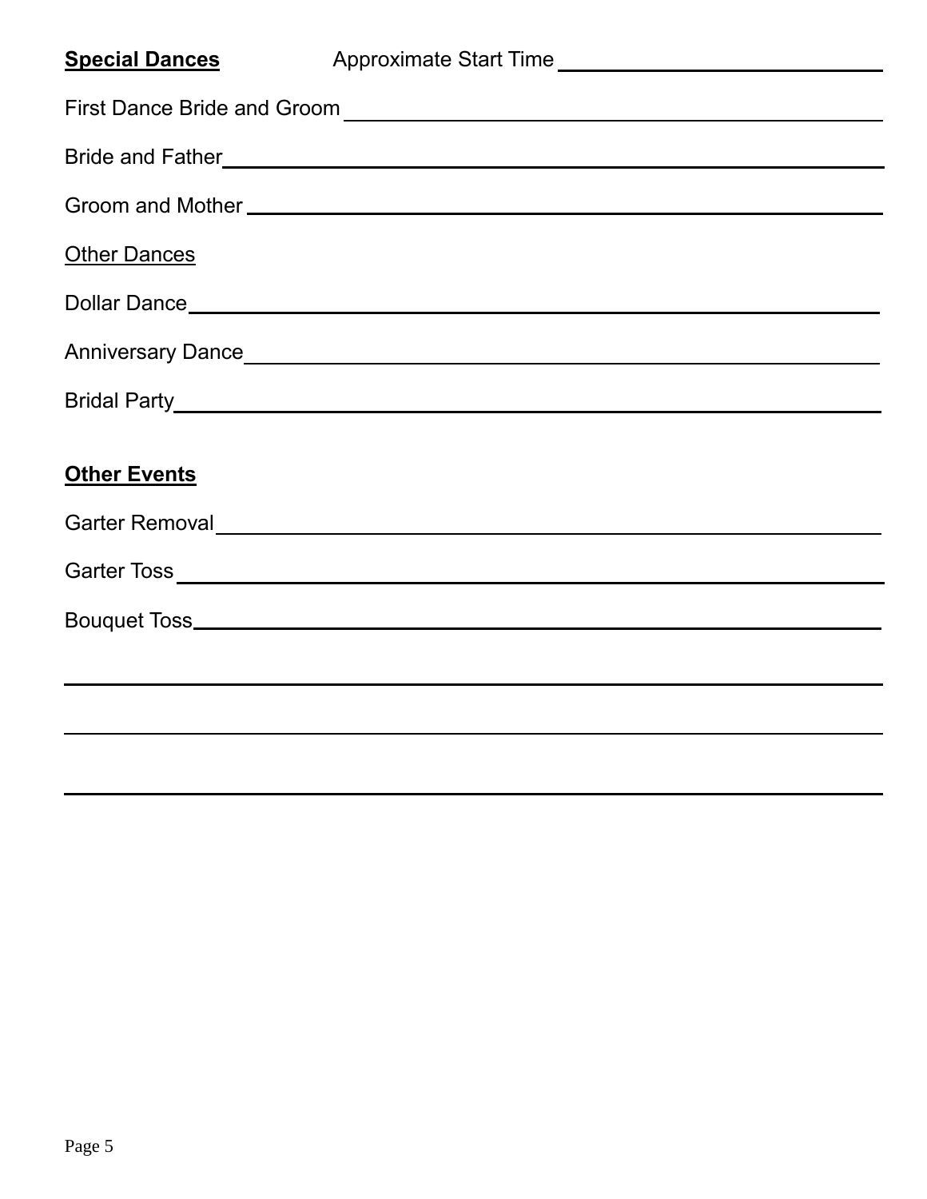**Special Dances** Approximate Start Time ______________________________

First Dance Bride and Groom ______________________________________________

Bride and Father ______________________________________________

Groom and Mother ______________________________________________

Other Dances

Dollar Dance ______________________________________________

Anniversary Dance ______________________________________________

Bridal Party ______________________________________________

**Other Events**

Garter Removal ______________________________________________

Garter Toss ______________________________________________

Bouquet Toss ______________________________________________

______________________________________________________________

______________________________________________________________

______________________________________________________________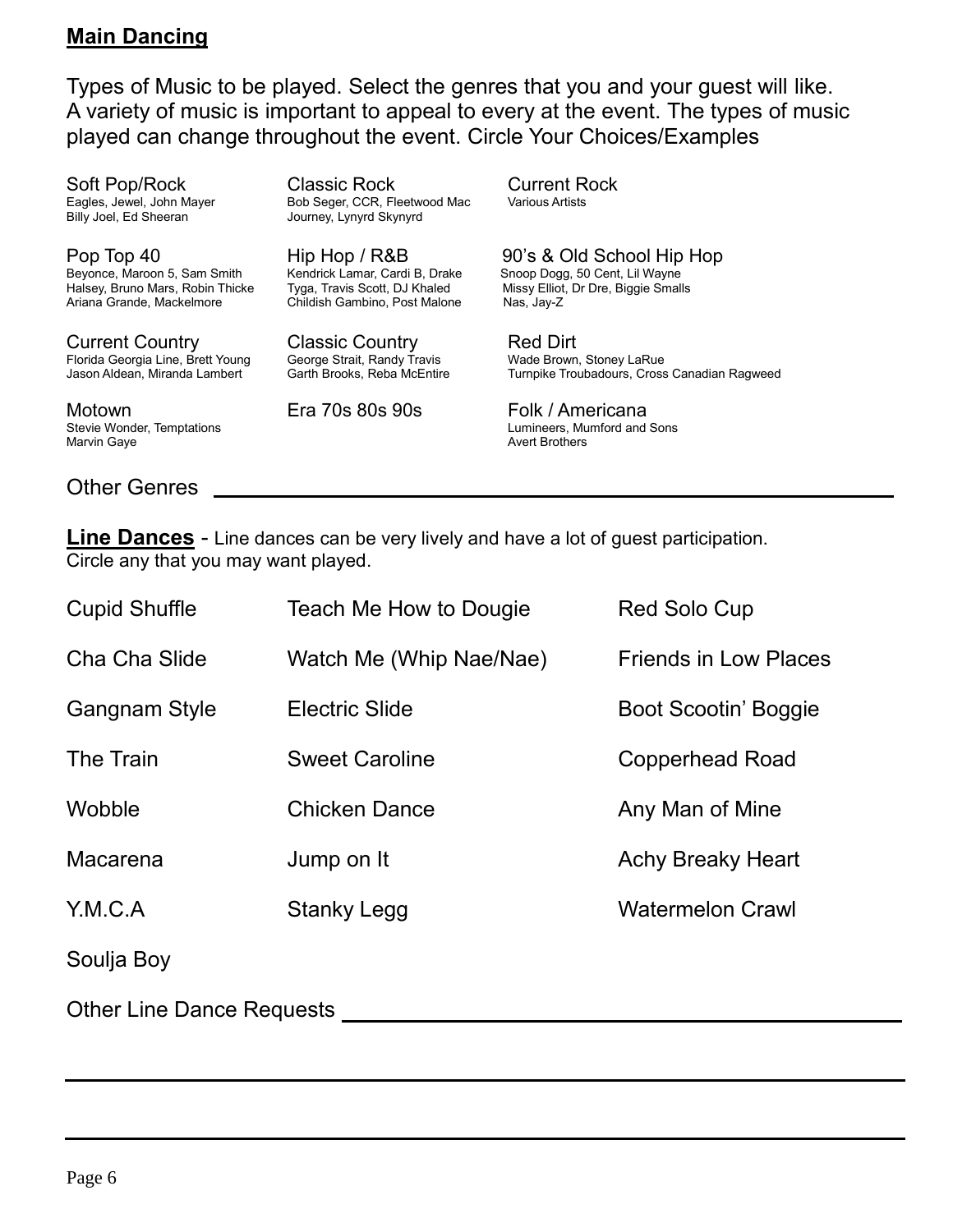## Main Dancing

Types of Music to be played. Select the genres that you and your guest will like. A variety of music is important to appeal to every at the event. The types of music played can change throughout the event. Circle Your Choices/Examples

| | | |
|---|---|---|
| Soft Pop/Rock<br>Eagles, Jewel, John Mayer<br>Billy Joel, Ed Sheeran | Classic Rock<br>Bob Seger, CCR, Fleetwood Mac<br>Journey, Lynyrd Skynyrd | Current Rock<br>Various Artists |
| Pop Top 40<br>Beyonce, Maroon 5, Sam Smith<br>Halsey, Bruno Mars, Robin Thicke<br>Ariana Grande, Mackelmore | Hip Hop / R&B<br>Kendrick Lamar, Cardi B, Drake<br>Tyga, Travis Scott, DJ Khaled<br>Childish Gambino, Post Malone | 90's & Old School Hip Hop<br>Snoop Dogg, 50 Cent, Lil Wayne<br>Missy Elliot, Dr Dre, Biggie Smalls<br>Nas, Jay-Z |
| Current Country<br>Florida Georgia Line, Brett Young<br>Jason Aldean, Miranda Lambert | Classic Country<br>George Strait, Randy Travis<br>Garth Brooks, Reba McEntire | Red Dirt<br>Wade Brown, Stoney LaRue<br>Turnpike Troubadours, Cross Canadian Ragweed |
| Motown<br>Stevie Wonder, Temptations<br>Marvin Gaye | Era 70s 80s 90s | Folk / Americana<br>Lumineers, Mumford and Sons<br>Avert Brothers |

Other Genres ____________________________________________

**Line Dances** - Line dances can be very lively and have a lot of guest participation. Circle any that you may want played.

| | | |
|---|---|---|
| Cupid Shuffle | Teach Me How to Dougie | Red Solo Cup |
| Cha Cha Slide | Watch Me (Whip Nae/Nae) | Friends in Low Places |
| Gangnam Style | Electric Slide | Boot Scootin' Boggie |
| The Train | Sweet Caroline | Copperhead Road |
| Wobble | Chicken Dance | Any Man of Mine |
| Macarena | Jump on It | Achy Breaky Heart |
| Y.M.C.A | Stanky Legg | Watermelon Crawl |
| Soulja Boy | | |

Other Line Dance Requests ____________________________________________

____________________________________________

____________________________________________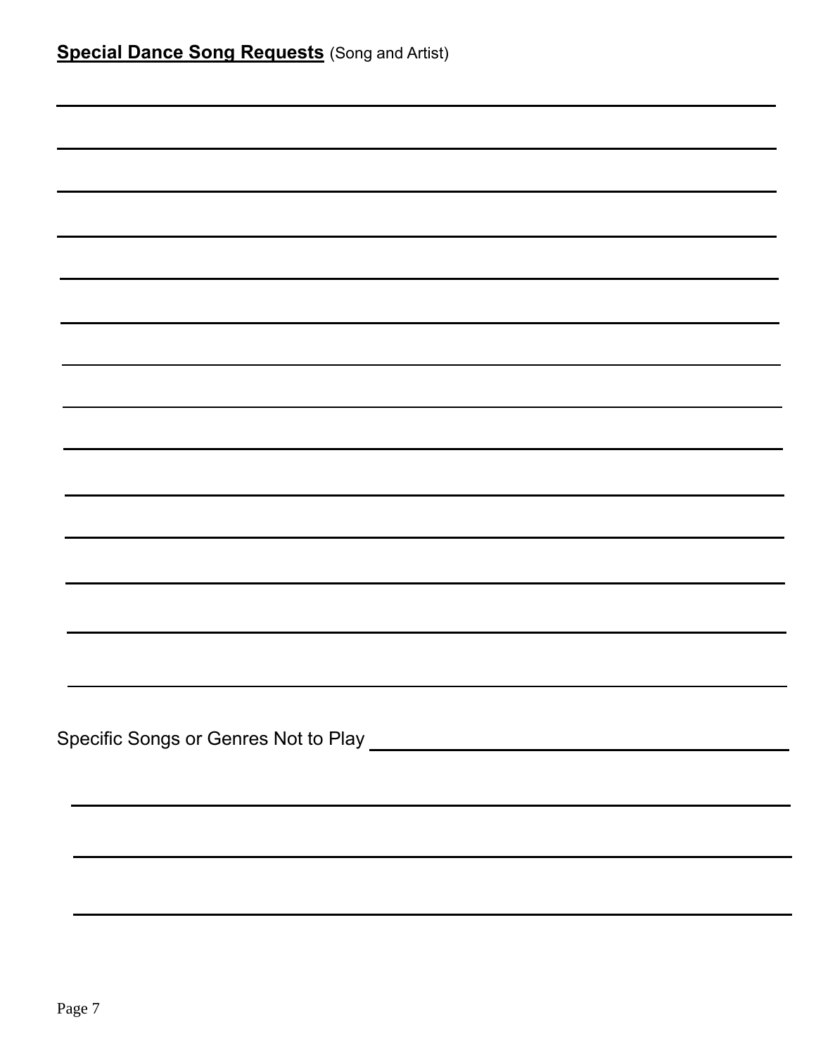**<u>Special Dance Song Requests</u>** (Song and Artist)

Specific Songs or Genres Not to Play